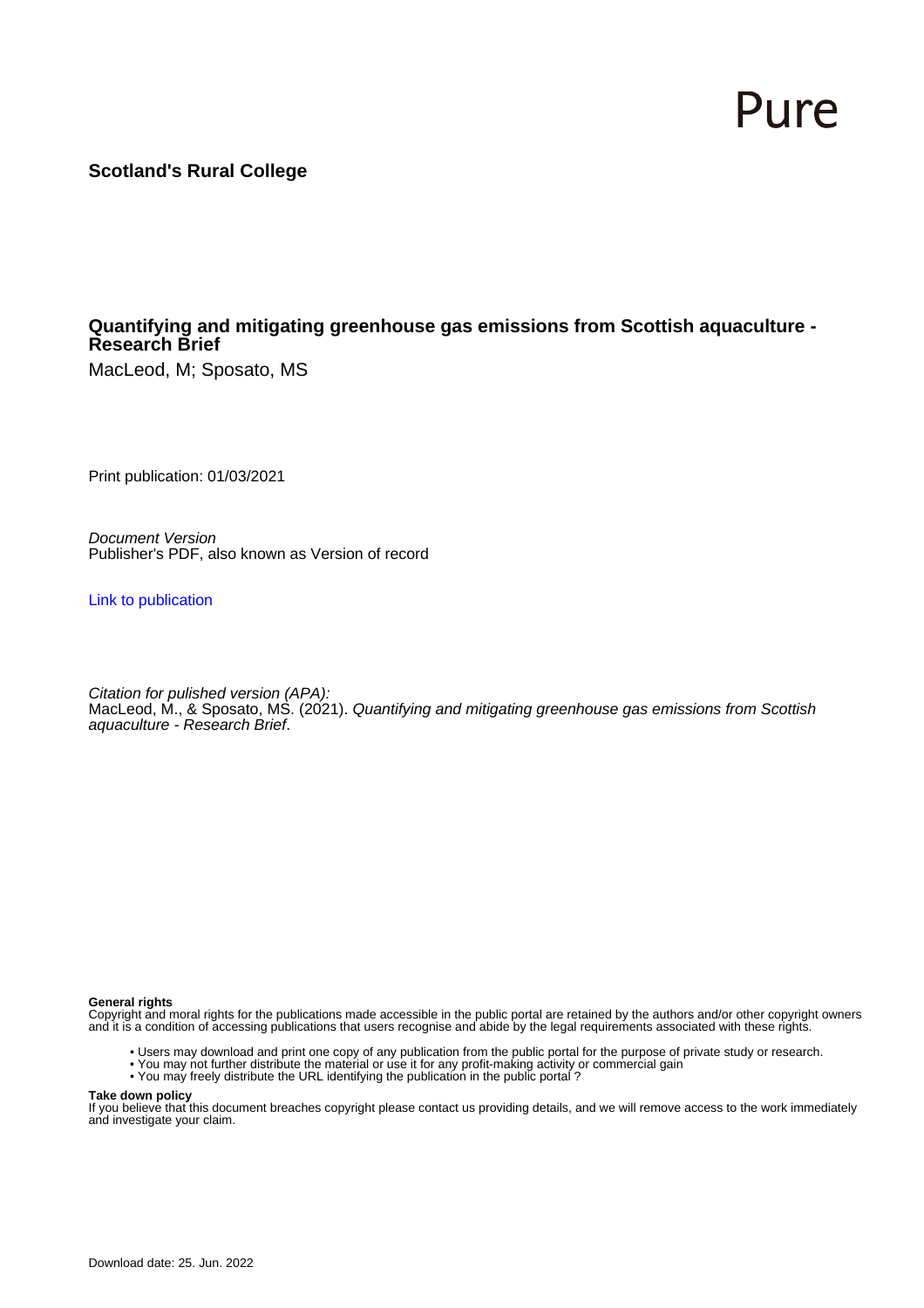Pure

**Scotland's Rural College**

# Quantifying and mitigating greenhouse gas emissions from Scottish aquaculture - Research Brief

MacLeod, M; Sposato, MS

Print publication: 01/03/2021

*Document Version*
Publisher's PDF, also known as Version of record

Link to publication

*Citation for pulished version (APA):*
MacLeod, M., & Sposato, MS. (2021). *Quantifying and mitigating greenhouse gas emissions from Scottish aquaculture - Research Brief*.

**General rights**
Copyright and moral rights for the publications made accessible in the public portal are retained by the authors and/or other copyright owners and it is a condition of accessing publications that users recognise and abide by the legal requirements associated with these rights.

- Users may download and print one copy of any publication from the public portal for the purpose of private study or research.
- You may not further distribute the material or use it for any profit-making activity or commercial gain
- You may freely distribute the URL identifying the publication in the public portal ?

**Take down policy**
If you believe that this document breaches copyright please contact us providing details, and we will remove access to the work immediately and investigate your claim.

Download date: 25. Jun. 2022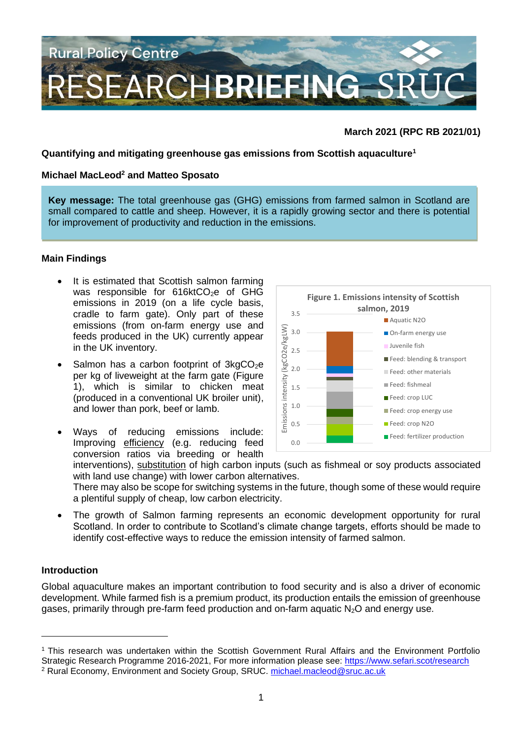Rural Policy Centre

RESEARCH BRIEFING SRUC

**March 2021 (RPC RB 2021/01)**

**Quantifying and mitigating greenhouse gas emissions from Scottish aquaculture[1]**

**Michael MacLeod[2] and Matteo Sposato**

**Key message:** The total greenhouse gas (GHG) emissions from farmed salmon in Scotland are small compared to cattle and sheep. However, it is a rapidly growing sector and there is potential for improvement of productivity and reduction in the emissions.

### Main Findings

- It is estimated that Scottish salmon farming was responsible for 616kt$CO_2$e of GHG emissions in 2019 (on a life cycle basis, cradle to farm gate). Only part of these emissions (from on-farm energy use and feeds produced in the UK) currently appear in the UK inventory.
- Salmon has a carbon footprint of 3kg$CO_2$e per kg of liveweight at the farm gate (Figure 1), which is similar to chicken meat (produced in a conventional UK broiler unit), and lower than pork, beef or lamb.
- Ways of reducing emissions include: Improving efficiency (e.g. reducing feed conversion ratios via breeding or health interventions), substitution of high carbon inputs (such as fishmeal or soy products associated with land use change) with lower carbon alternatives.
  There may also be scope for switching systems in the future, though some of these would require a plentiful supply of cheap, low carbon electricity.
- The growth of Salmon farming represents an economic development opportunity for rural Scotland. In order to contribute to Scotland's climate change targets, efforts should be made to identify cost-effective ways to reduce the emission intensity of farmed salmon.

**Figure 1. Emissions intensity of Scottish salmon, 2019**

(Stacked bar chart; y-axis: Emissions intensity (kgCO2e/kgLW), 0.0–3.5. Legend: Aquatic N2O; On-farm energy use; Juvenile fish; Feed: blending & transport; Feed: other materials; Feed: fishmeal; Feed: crop LUC; Feed: crop energy use; Feed: crop N2O; Feed: fertilizer production)

### Introduction

Global aquaculture makes an important contribution to food security and is also a driver of economic development. While farmed fish is a premium product, its production entails the emission of greenhouse gases, primarily through pre-farm feed production and on-farm aquatic $N_2O$ and energy use.

---

[1] This research was undertaken within the Scottish Government Rural Affairs and the Environment Portfolio Strategic Research Programme 2016-2021, For more information please see: https://www.sefari.scot/research

[2] Rural Economy, Environment and Society Group, SRUC. michael.macleod@sruc.ac.uk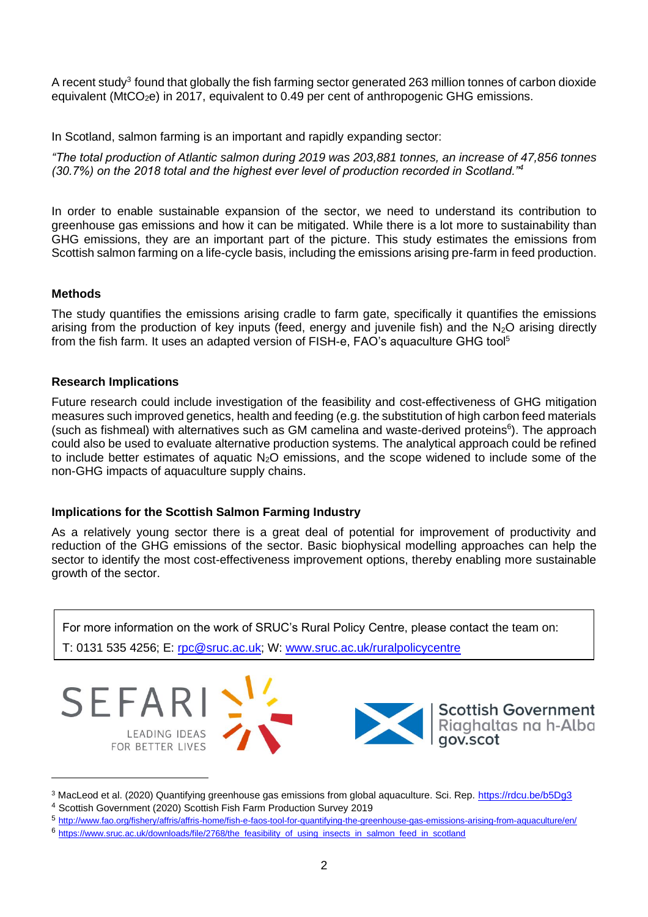A recent study[3] found that globally the fish farming sector generated 263 million tonnes of carbon dioxide equivalent ($MtCO_2e$) in 2017, equivalent to 0.49 per cent of anthropogenic GHG emissions.

In Scotland, salmon farming is an important and rapidly expanding sector:

*"The total production of Atlantic salmon during 2019 was 203,881 tonnes, an increase of 47,856 tonnes (30.7%) on the 2018 total and the highest ever level of production recorded in Scotland."*[4]

In order to enable sustainable expansion of the sector, we need to understand its contribution to greenhouse gas emissions and how it can be mitigated. While there is a lot more to sustainability than GHG emissions, they are an important part of the picture. This study estimates the emissions from Scottish salmon farming on a life-cycle basis, including the emissions arising pre-farm in feed production.

### Methods

The study quantifies the emissions arising cradle to farm gate, specifically it quantifies the emissions arising from the production of key inputs (feed, energy and juvenile fish) and the $N_2O$ arising directly from the fish farm. It uses an adapted version of FISH-e, FAO's aquaculture GHG tool[5]

### Research Implications

Future research could include investigation of the feasibility and cost-effectiveness of GHG mitigation measures such improved genetics, health and feeding (e.g. the substitution of high carbon feed materials (such as fishmeal) with alternatives such as GM camelina and waste-derived proteins[6]). The approach could also be used to evaluate alternative production systems. The analytical approach could be refined to include better estimates of aquatic $N_2O$ emissions, and the scope widened to include some of the non-GHG impacts of aquaculture supply chains.

### Implications for the Scottish Salmon Farming Industry

As a relatively young sector there is a great deal of potential for improvement of productivity and reduction of the GHG emissions of the sector. Basic biophysical modelling approaches can help the sector to identify the most cost-effectiveness improvement options, thereby enabling more sustainable growth of the sector.

For more information on the work of SRUC's Rural Policy Centre, please contact the team on:
T: 0131 535 4256; E: rpc@sruc.ac.uk; W: www.sruc.ac.uk/ruralpolicycentre

SEFARI LEADING IDEAS FOR BETTER LIVES

Scottish Government
Riaghaltas na h-Alba
gov.scot

---

[3] MacLeod et al. (2020) Quantifying greenhouse gas emissions from global aquaculture. Sci. Rep. https://rdcu.be/b5Dg3

[4] Scottish Government (2020) Scottish Fish Farm Production Survey 2019

[5] http://www.fao.org/fishery/affris/affris-home/fish-e-faos-tool-for-quantifying-the-greenhouse-gas-emissions-arising-from-aquaculture/en/

[6] https://www.sruc.ac.uk/downloads/file/2768/the_feasibility_of_using_insects_in_salmon_feed_in_scotland